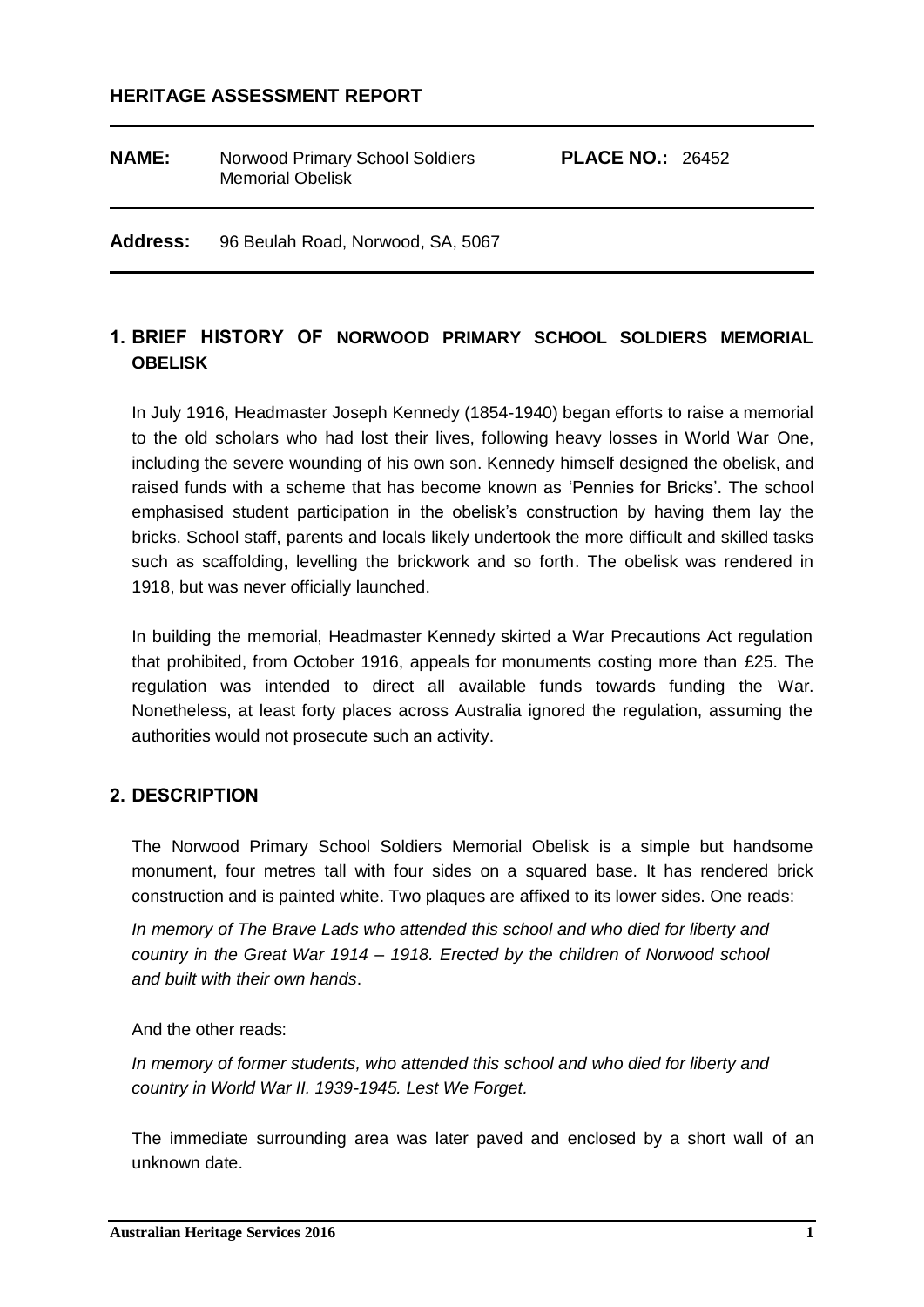# HERITAGE ASSESSMENT REPORT

| **NAME:** | Norwood Primary School Soldiers Memorial Obelisk | **PLACE NO.:** 26452 |
|---|---|---|

**Address:** 96 Beulah Road, Norwood, SA, 5067

## 1. BRIEF HISTORY OF NORWOOD PRIMARY SCHOOL SOLDIERS MEMORIAL OBELISK

In July 1916, Headmaster Joseph Kennedy (1854-1940) began efforts to raise a memorial to the old scholars who had lost their lives, following heavy losses in World War One, including the severe wounding of his own son. Kennedy himself designed the obelisk, and raised funds with a scheme that has become known as 'Pennies for Bricks'. The school emphasised student participation in the obelisk's construction by having them lay the bricks. School staff, parents and locals likely undertook the more difficult and skilled tasks such as scaffolding, levelling the brickwork and so forth. The obelisk was rendered in 1918, but was never officially launched.

In building the memorial, Headmaster Kennedy skirted a War Precautions Act regulation that prohibited, from October 1916, appeals for monuments costing more than £25. The regulation was intended to direct all available funds towards funding the War. Nonetheless, at least forty places across Australia ignored the regulation, assuming the authorities would not prosecute such an activity.

## 2. DESCRIPTION

The Norwood Primary School Soldiers Memorial Obelisk is a simple but handsome monument, four metres tall with four sides on a squared base. It has rendered brick construction and is painted white. Two plaques are affixed to its lower sides. One reads:

*In memory of The Brave Lads who attended this school and who died for liberty and country in the Great War 1914 – 1918. Erected by the children of Norwood school and built with their own hands*.

And the other reads:

*In memory of former students, who attended this school and who died for liberty and country in World War II. 1939-1945. Lest We Forget*.

The immediate surrounding area was later paved and enclosed by a short wall of an unknown date.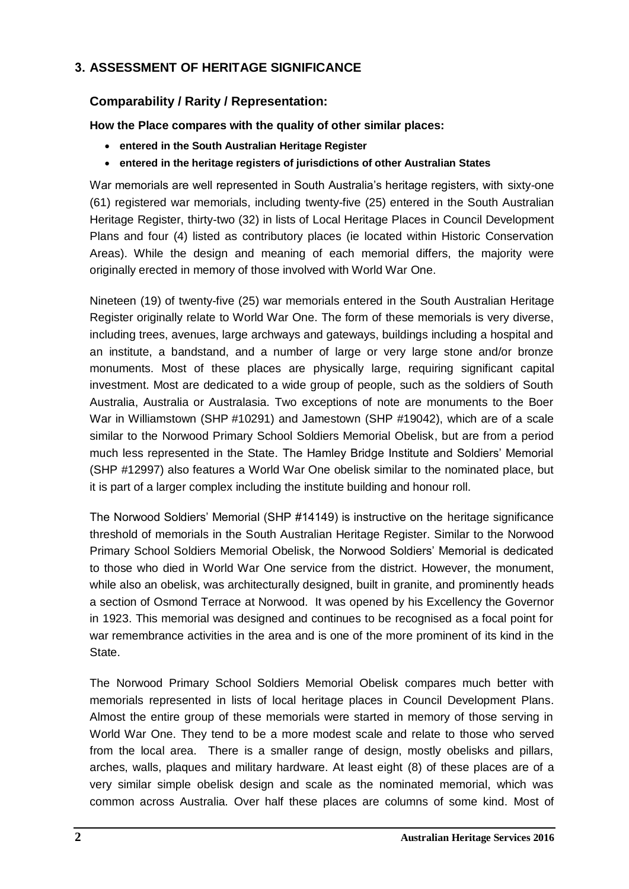## 3. ASSESSMENT OF HERITAGE SIGNIFICANCE

### Comparability / Rarity / Representation:

**How the Place compares with the quality of other similar places:**

- **entered in the South Australian Heritage Register**
- **entered in the heritage registers of jurisdictions of other Australian States**

War memorials are well represented in South Australia's heritage registers, with sixty-one (61) registered war memorials, including twenty-five (25) entered in the South Australian Heritage Register, thirty-two (32) in lists of Local Heritage Places in Council Development Plans and four (4) listed as contributory places (ie located within Historic Conservation Areas). While the design and meaning of each memorial differs, the majority were originally erected in memory of those involved with World War One.

Nineteen (19) of twenty-five (25) war memorials entered in the South Australian Heritage Register originally relate to World War One. The form of these memorials is very diverse, including trees, avenues, large archways and gateways, buildings including a hospital and an institute, a bandstand, and a number of large or very large stone and/or bronze monuments. Most of these places are physically large, requiring significant capital investment. Most are dedicated to a wide group of people, such as the soldiers of South Australia, Australia or Australasia. Two exceptions of note are monuments to the Boer War in Williamstown (SHP #10291) and Jamestown (SHP #19042), which are of a scale similar to the Norwood Primary School Soldiers Memorial Obelisk, but are from a period much less represented in the State. The Hamley Bridge Institute and Soldiers' Memorial (SHP #12997) also features a World War One obelisk similar to the nominated place, but it is part of a larger complex including the institute building and honour roll.

The Norwood Soldiers' Memorial (SHP #14149) is instructive on the heritage significance threshold of memorials in the South Australian Heritage Register. Similar to the Norwood Primary School Soldiers Memorial Obelisk, the Norwood Soldiers' Memorial is dedicated to those who died in World War One service from the district. However, the monument, while also an obelisk, was architecturally designed, built in granite, and prominently heads a section of Osmond Terrace at Norwood. It was opened by his Excellency the Governor in 1923. This memorial was designed and continues to be recognised as a focal point for war remembrance activities in the area and is one of the more prominent of its kind in the State.

The Norwood Primary School Soldiers Memorial Obelisk compares much better with memorials represented in lists of local heritage places in Council Development Plans. Almost the entire group of these memorials were started in memory of those serving in World War One. They tend to be a more modest scale and relate to those who served from the local area. There is a smaller range of design, mostly obelisks and pillars, arches, walls, plaques and military hardware. At least eight (8) of these places are of a very similar simple obelisk design and scale as the nominated memorial, which was common across Australia. Over half these places are columns of some kind. Most of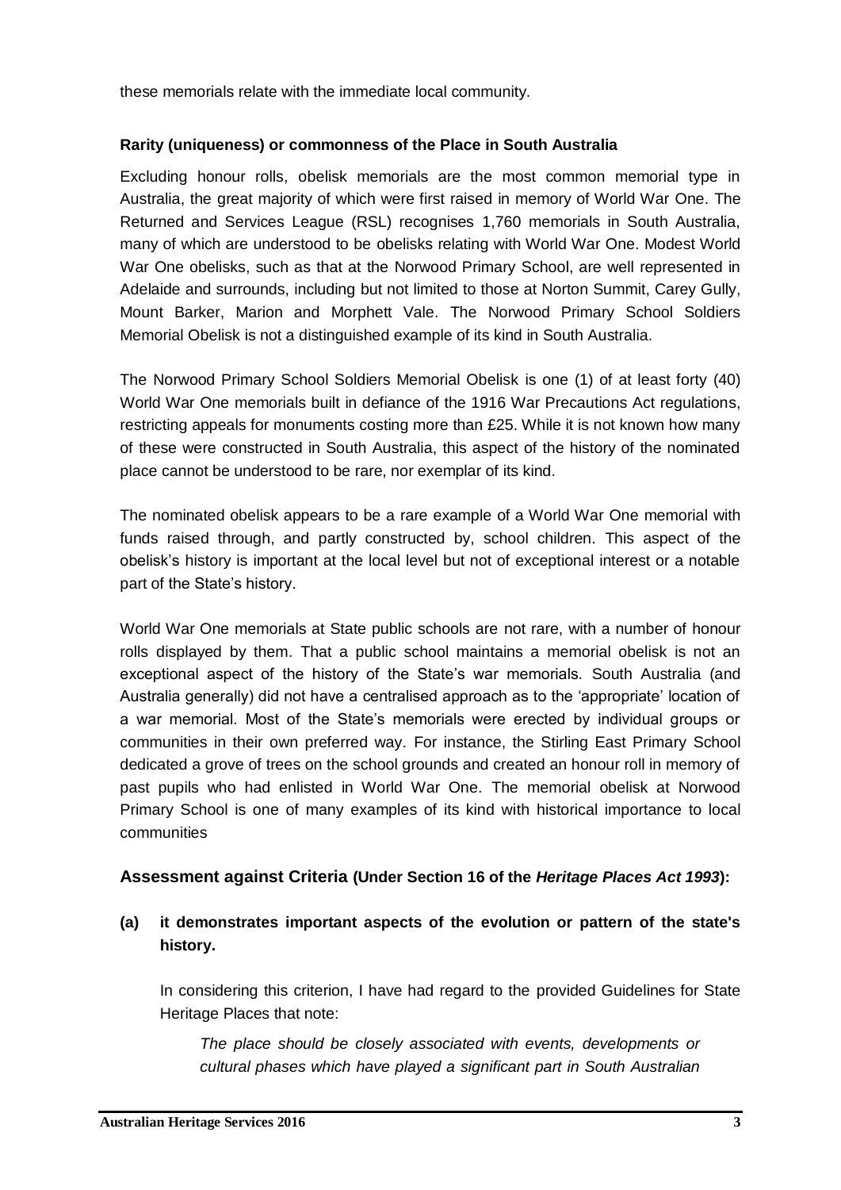these memorials relate with the immediate local community.

### Rarity (uniqueness) or commonness of the Place in South Australia

Excluding honour rolls, obelisk memorials are the most common memorial type in Australia, the great majority of which were first raised in memory of World War One. The Returned and Services League (RSL) recognises 1,760 memorials in South Australia, many of which are understood to be obelisks relating with World War One. Modest World War One obelisks, such as that at the Norwood Primary School, are well represented in Adelaide and surrounds, including but not limited to those at Norton Summit, Carey Gully, Mount Barker, Marion and Morphett Vale. The Norwood Primary School Soldiers Memorial Obelisk is not a distinguished example of its kind in South Australia.

The Norwood Primary School Soldiers Memorial Obelisk is one (1) of at least forty (40) World War One memorials built in defiance of the 1916 War Precautions Act regulations, restricting appeals for monuments costing more than £25. While it is not known how many of these were constructed in South Australia, this aspect of the history of the nominated place cannot be understood to be rare, nor exemplar of its kind.

The nominated obelisk appears to be a rare example of a World War One memorial with funds raised through, and partly constructed by, school children. This aspect of the obelisk's history is important at the local level but not of exceptional interest or a notable part of the State's history.

World War One memorials at State public schools are not rare, with a number of honour rolls displayed by them. That a public school maintains a memorial obelisk is not an exceptional aspect of the history of the State's war memorials. South Australia (and Australia generally) did not have a centralised approach as to the 'appropriate' location of a war memorial. Most of the State's memorials were erected by individual groups or communities in their own preferred way. For instance, the Stirling East Primary School dedicated a grove of trees on the school grounds and created an honour roll in memory of past pupils who had enlisted in World War One. The memorial obelisk at Norwood Primary School is one of many examples of its kind with historical importance to local communities

## Assessment against Criteria (Under Section 16 of the *Heritage Places Act 1993*):

### (a) it demonstrates important aspects of the evolution or pattern of the state's history.

In considering this criterion, I have had regard to the provided Guidelines for State Heritage Places that note:

> *The place should be closely associated with events, developments or cultural phases which have played a significant part in South Australian*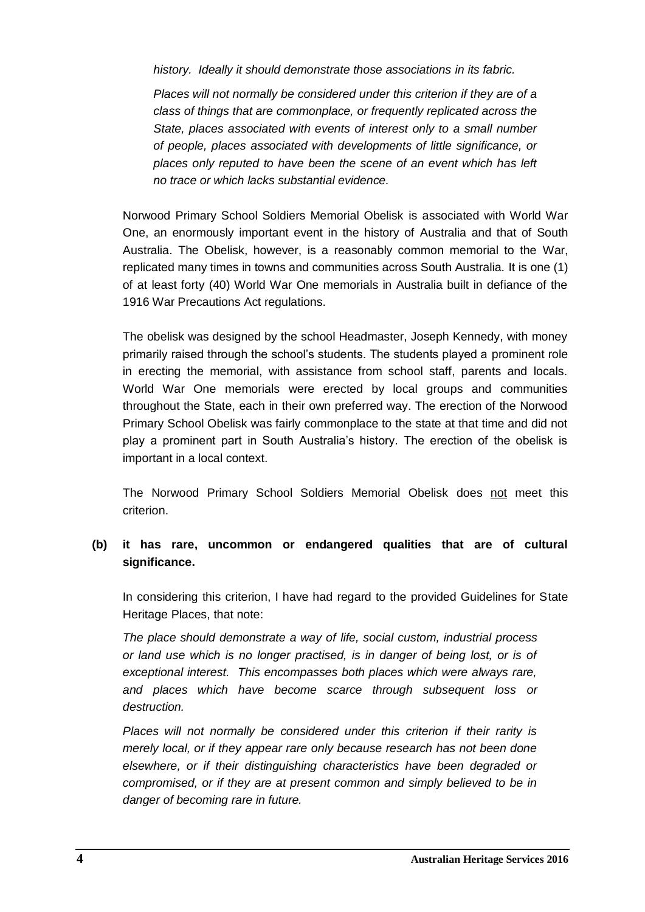*history. Ideally it should demonstrate those associations in its fabric.*

*Places will not normally be considered under this criterion if they are of a class of things that are commonplace, or frequently replicated across the State, places associated with events of interest only to a small number of people, places associated with developments of little significance, or places only reputed to have been the scene of an event which has left no trace or which lacks substantial evidence.*

Norwood Primary School Soldiers Memorial Obelisk is associated with World War One, an enormously important event in the history of Australia and that of South Australia. The Obelisk, however, is a reasonably common memorial to the War, replicated many times in towns and communities across South Australia. It is one (1) of at least forty (40) World War One memorials in Australia built in defiance of the 1916 War Precautions Act regulations.

The obelisk was designed by the school Headmaster, Joseph Kennedy, with money primarily raised through the school's students. The students played a prominent role in erecting the memorial, with assistance from school staff, parents and locals. World War One memorials were erected by local groups and communities throughout the State, each in their own preferred way. The erection of the Norwood Primary School Obelisk was fairly commonplace to the state at that time and did not play a prominent part in South Australia's history. The erection of the obelisk is important in a local context.

The Norwood Primary School Soldiers Memorial Obelisk does <u>not</u> meet this criterion.

**(b) it has rare, uncommon or endangered qualities that are of cultural significance.**

In considering this criterion, I have had regard to the provided Guidelines for State Heritage Places, that note:

*The place should demonstrate a way of life, social custom, industrial process or land use which is no longer practised, is in danger of being lost, or is of exceptional interest. This encompasses both places which were always rare, and places which have become scarce through subsequent loss or destruction.*

*Places will not normally be considered under this criterion if their rarity is merely local, or if they appear rare only because research has not been done elsewhere, or if their distinguishing characteristics have been degraded or compromised, or if they are at present common and simply believed to be in danger of becoming rare in future.*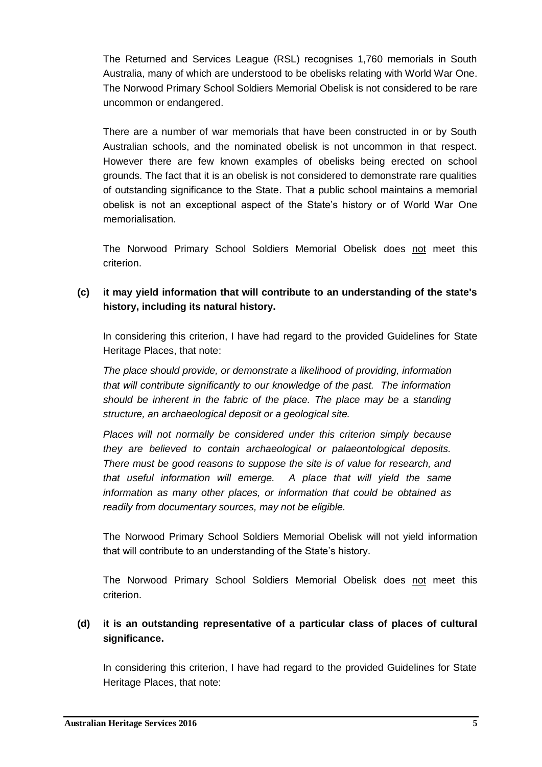The Returned and Services League (RSL) recognises 1,760 memorials in South Australia, many of which are understood to be obelisks relating with World War One. The Norwood Primary School Soldiers Memorial Obelisk is not considered to be rare uncommon or endangered.

There are a number of war memorials that have been constructed in or by South Australian schools, and the nominated obelisk is not uncommon in that respect. However there are few known examples of obelisks being erected on school grounds. The fact that it is an obelisk is not considered to demonstrate rare qualities of outstanding significance to the State. That a public school maintains a memorial obelisk is not an exceptional aspect of the State's history or of World War One memorialisation.

The Norwood Primary School Soldiers Memorial Obelisk does <u>not</u> meet this criterion.

**(c) it may yield information that will contribute to an understanding of the state's history, including its natural history.**

In considering this criterion, I have had regard to the provided Guidelines for State Heritage Places, that note:

*The place should provide, or demonstrate a likelihood of providing, information that will contribute significantly to our knowledge of the past. The information should be inherent in the fabric of the place. The place may be a standing structure, an archaeological deposit or a geological site.*

*Places will not normally be considered under this criterion simply because they are believed to contain archaeological or palaeontological deposits. There must be good reasons to suppose the site is of value for research, and that useful information will emerge. A place that will yield the same information as many other places, or information that could be obtained as readily from documentary sources, may not be eligible.*

The Norwood Primary School Soldiers Memorial Obelisk will not yield information that will contribute to an understanding of the State's history.

The Norwood Primary School Soldiers Memorial Obelisk does <u>not</u> meet this criterion.

**(d) it is an outstanding representative of a particular class of places of cultural significance.**

In considering this criterion, I have had regard to the provided Guidelines for State Heritage Places, that note: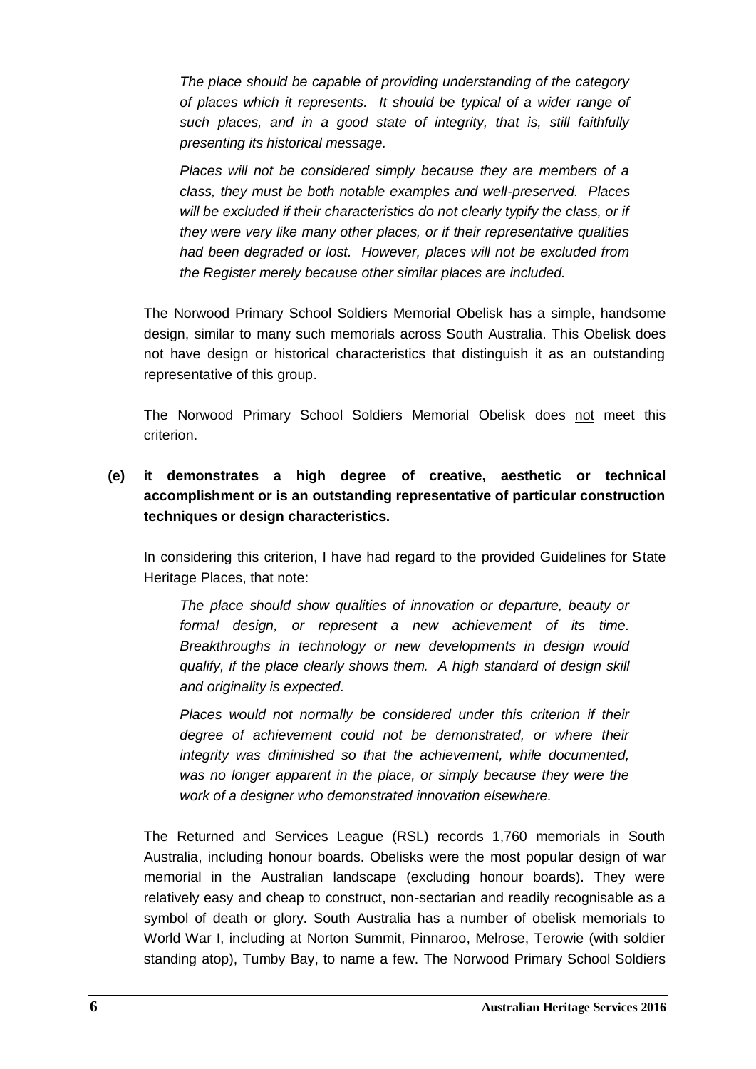*The place should be capable of providing understanding of the category of places which it represents. It should be typical of a wider range of such places, and in a good state of integrity, that is, still faithfully presenting its historical message.*

*Places will not be considered simply because they are members of a class, they must be both notable examples and well-preserved. Places will be excluded if their characteristics do not clearly typify the class, or if they were very like many other places, or if their representative qualities had been degraded or lost. However, places will not be excluded from the Register merely because other similar places are included.*

The Norwood Primary School Soldiers Memorial Obelisk has a simple, handsome design, similar to many such memorials across South Australia. This Obelisk does not have design or historical characteristics that distinguish it as an outstanding representative of this group.

The Norwood Primary School Soldiers Memorial Obelisk does <u>not</u> meet this criterion.

**(e) it demonstrates a high degree of creative, aesthetic or technical accomplishment or is an outstanding representative of particular construction techniques or design characteristics.**

In considering this criterion, I have had regard to the provided Guidelines for State Heritage Places, that note:

*The place should show qualities of innovation or departure, beauty or formal design, or represent a new achievement of its time. Breakthroughs in technology or new developments in design would qualify, if the place clearly shows them. A high standard of design skill and originality is expected.*

*Places would not normally be considered under this criterion if their degree of achievement could not be demonstrated, or where their integrity was diminished so that the achievement, while documented, was no longer apparent in the place, or simply because they were the work of a designer who demonstrated innovation elsewhere.*

The Returned and Services League (RSL) records 1,760 memorials in South Australia, including honour boards. Obelisks were the most popular design of war memorial in the Australian landscape (excluding honour boards). They were relatively easy and cheap to construct, non-sectarian and readily recognisable as a symbol of death or glory. South Australia has a number of obelisk memorials to World War I, including at Norton Summit, Pinnaroo, Melrose, Terowie (with soldier standing atop), Tumby Bay, to name a few. The Norwood Primary School Soldiers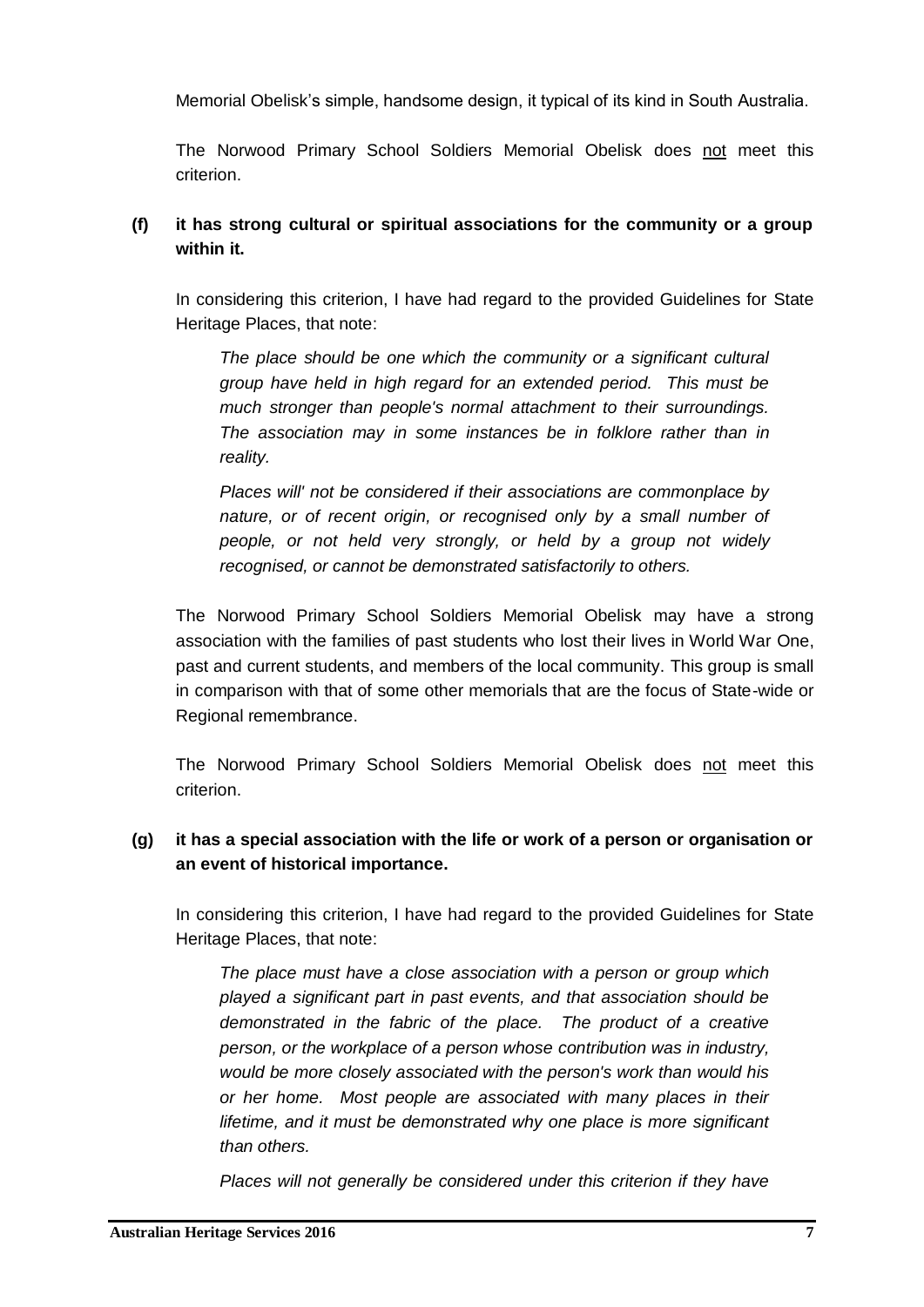Memorial Obelisk's simple, handsome design, it typical of its kind in South Australia.

The Norwood Primary School Soldiers Memorial Obelisk does not meet this criterion.

**(f) it has strong cultural or spiritual associations for the community or a group within it.**

In considering this criterion, I have had regard to the provided Guidelines for State Heritage Places, that note:

*The place should be one which the community or a significant cultural group have held in high regard for an extended period. This must be much stronger than people's normal attachment to their surroundings. The association may in some instances be in folklore rather than in reality.*

*Places will' not be considered if their associations are commonplace by nature, or of recent origin, or recognised only by a small number of people, or not held very strongly, or held by a group not widely recognised, or cannot be demonstrated satisfactorily to others.*

The Norwood Primary School Soldiers Memorial Obelisk may have a strong association with the families of past students who lost their lives in World War One, past and current students, and members of the local community. This group is small in comparison with that of some other memorials that are the focus of State-wide or Regional remembrance.

The Norwood Primary School Soldiers Memorial Obelisk does not meet this criterion.

**(g) it has a special association with the life or work of a person or organisation or an event of historical importance.**

In considering this criterion, I have had regard to the provided Guidelines for State Heritage Places, that note:

*The place must have a close association with a person or group which played a significant part in past events, and that association should be demonstrated in the fabric of the place. The product of a creative person, or the workplace of a person whose contribution was in industry, would be more closely associated with the person's work than would his or her home. Most people are associated with many places in their lifetime, and it must be demonstrated why one place is more significant than others.*

*Places will not generally be considered under this criterion if they have*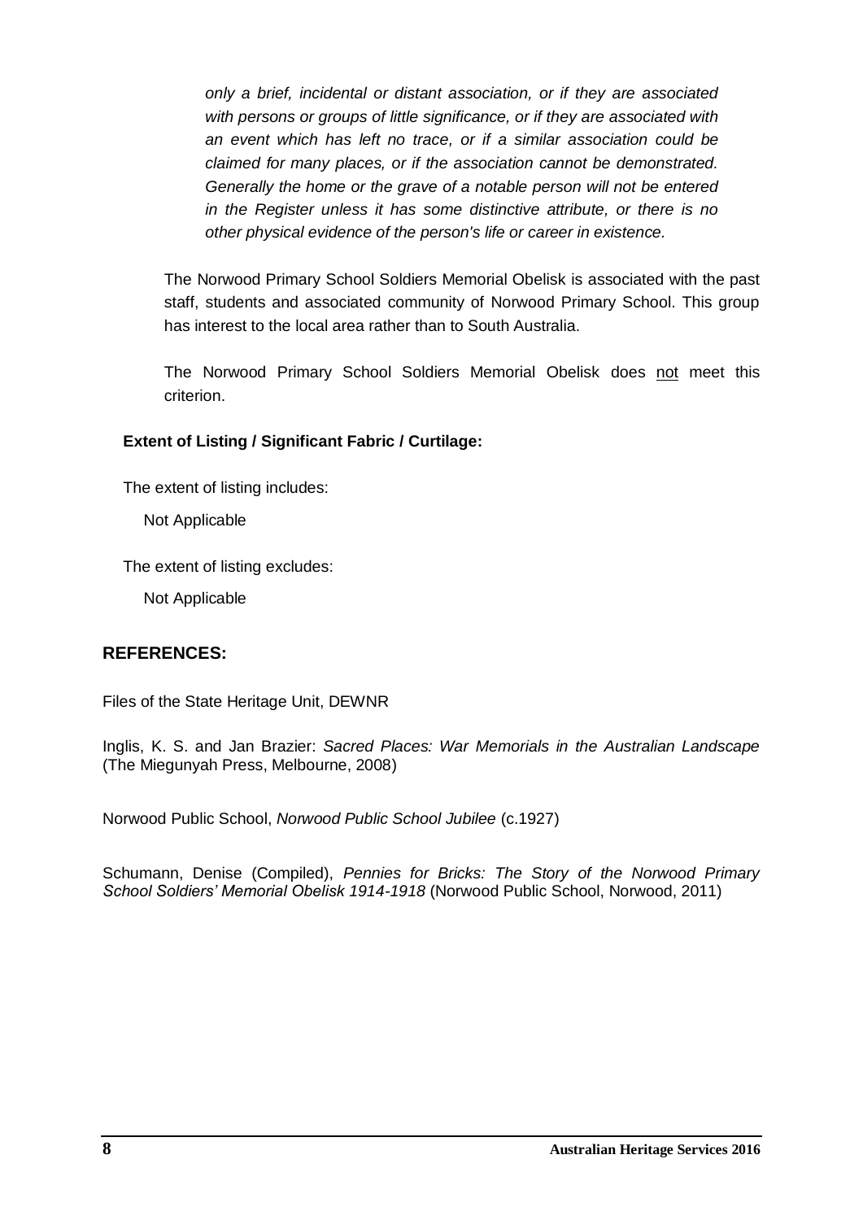*only a brief, incidental or distant association, or if they are associated with persons or groups of little significance, or if they are associated with an event which has left no trace, or if a similar association could be claimed for many places, or if the association cannot be demonstrated. Generally the home or the grave of a notable person will not be entered in the Register unless it has some distinctive attribute, or there is no other physical evidence of the person's life or career in existence.*

The Norwood Primary School Soldiers Memorial Obelisk is associated with the past staff, students and associated community of Norwood Primary School. This group has interest to the local area rather than to South Australia.

The Norwood Primary School Soldiers Memorial Obelisk does <u>not</u> meet this criterion.

**Extent of Listing / Significant Fabric / Curtilage:**

The extent of listing includes:

Not Applicable

The extent of listing excludes:

Not Applicable

## REFERENCES:

Files of the State Heritage Unit, DEWNR

Inglis, K. S. and Jan Brazier: *Sacred Places: War Memorials in the Australian Landscape* (The Miegunyah Press, Melbourne, 2008)

Norwood Public School, *Norwood Public School Jubilee* (c.1927)

Schumann, Denise (Compiled), *Pennies for Bricks: The Story of the Norwood Primary School Soldiers' Memorial Obelisk 1914-1918* (Norwood Public School, Norwood, 2011)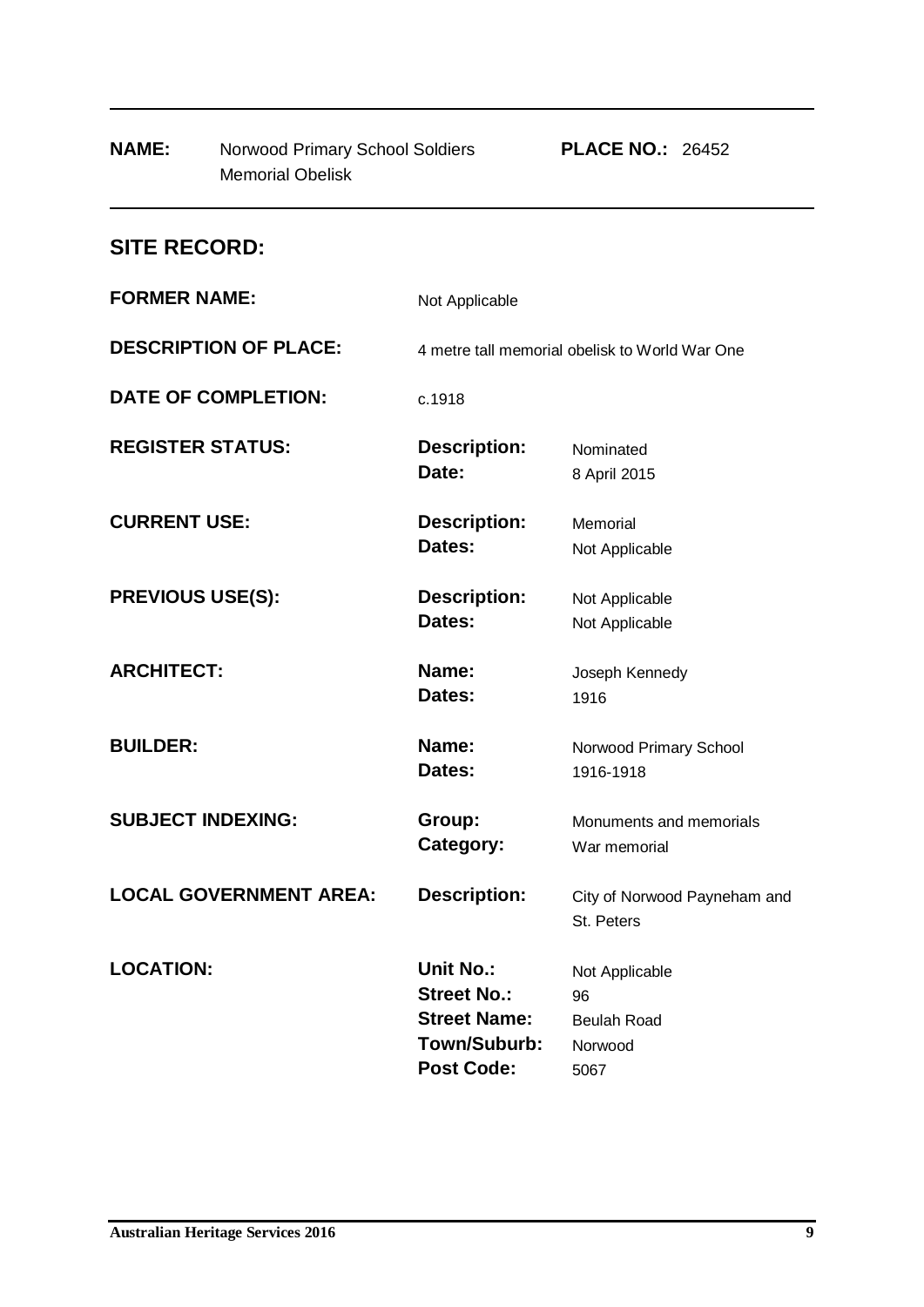**NAME:** Norwood Primary School Soldiers Memorial Obelisk **PLACE NO.:** 26452

## SITE RECORD:

| | | |
|---|---|---|
| **FORMER NAME:** | Not Applicable | |
| **DESCRIPTION OF PLACE:** | 4 metre tall memorial obelisk to World War One | |
| **DATE OF COMPLETION:** | c.1918 | |
| **REGISTER STATUS:** | **Description:** | Nominated |
| | **Date:** | 8 April 2015 |
| **CURRENT USE:** | **Description:** | Memorial |
| | **Dates:** | Not Applicable |
| **PREVIOUS USE(S):** | **Description:** | Not Applicable |
| | **Dates:** | Not Applicable |
| **ARCHITECT:** | **Name:** | Joseph Kennedy |
| | **Dates:** | 1916 |
| **BUILDER:** | **Name:** | Norwood Primary School |
| | **Dates:** | 1916-1918 |
| **SUBJECT INDEXING:** | **Group:** | Monuments and memorials |
| | **Category:** | War memorial |
| **LOCAL GOVERNMENT AREA:** | **Description:** | City of Norwood Payneham and St. Peters |
| **LOCATION:** | **Unit No.:** | Not Applicable |
| | **Street No.:** | 96 |
| | **Street Name:** | Beulah Road |
| | **Town/Suburb:** | Norwood |
| | **Post Code:** | 5067 |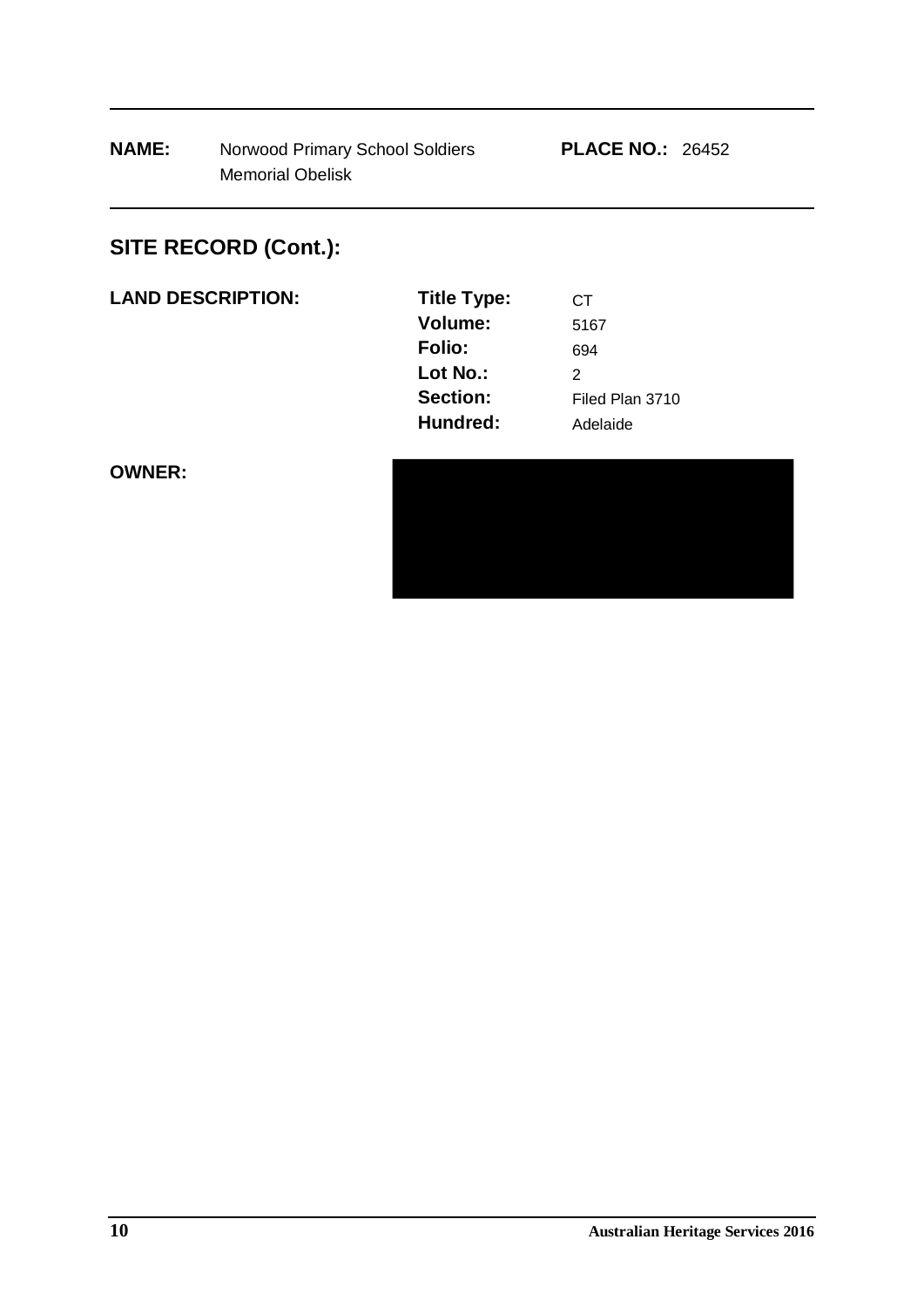**NAME:** Norwood Primary School Soldiers Memorial Obelisk **PLACE NO.:** 26452

## SITE RECORD (Cont.):

**LAND DESCRIPTION:**

| | |
|---|---|
| **Title Type:** | CT |
| **Volume:** | 5167 |
| **Folio:** | 694 |
| **Lot No.:** | 2 |
| **Section:** | Filed Plan 3710 |
| **Hundred:** | Adelaide |

**OWNER:**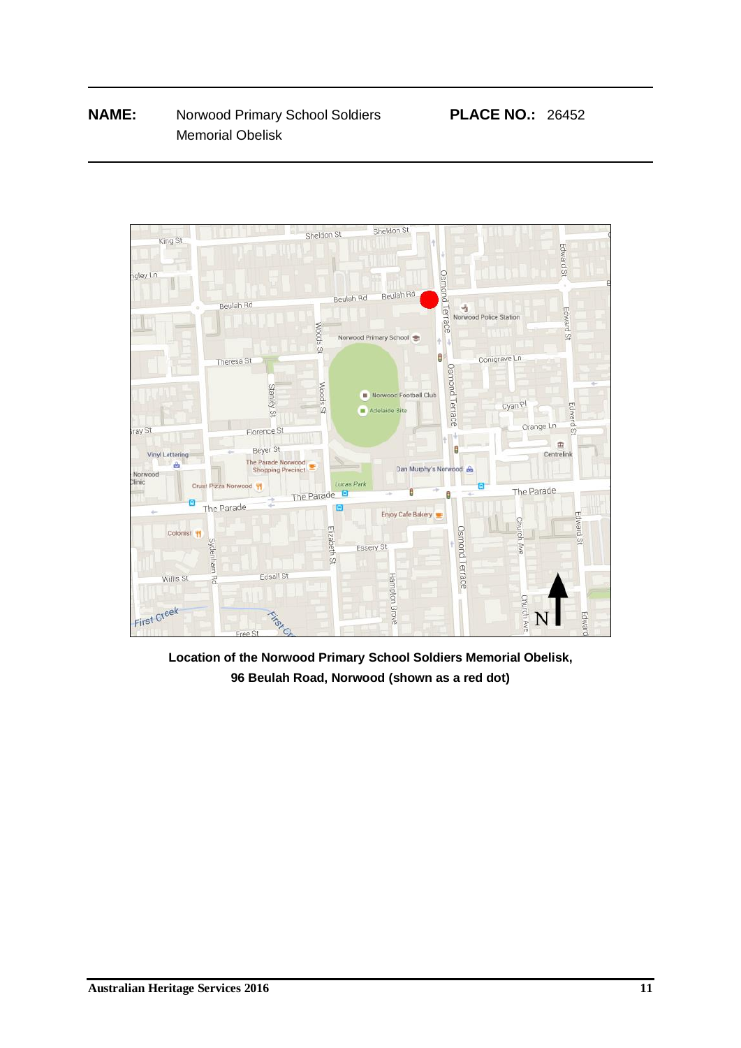**NAME:** Norwood Primary School Soldiers Memorial Obelisk **PLACE NO.:** 26452

**Location of the Norwood Primary School Soldiers Memorial Obelisk, 96 Beulah Road, Norwood (shown as a red dot)**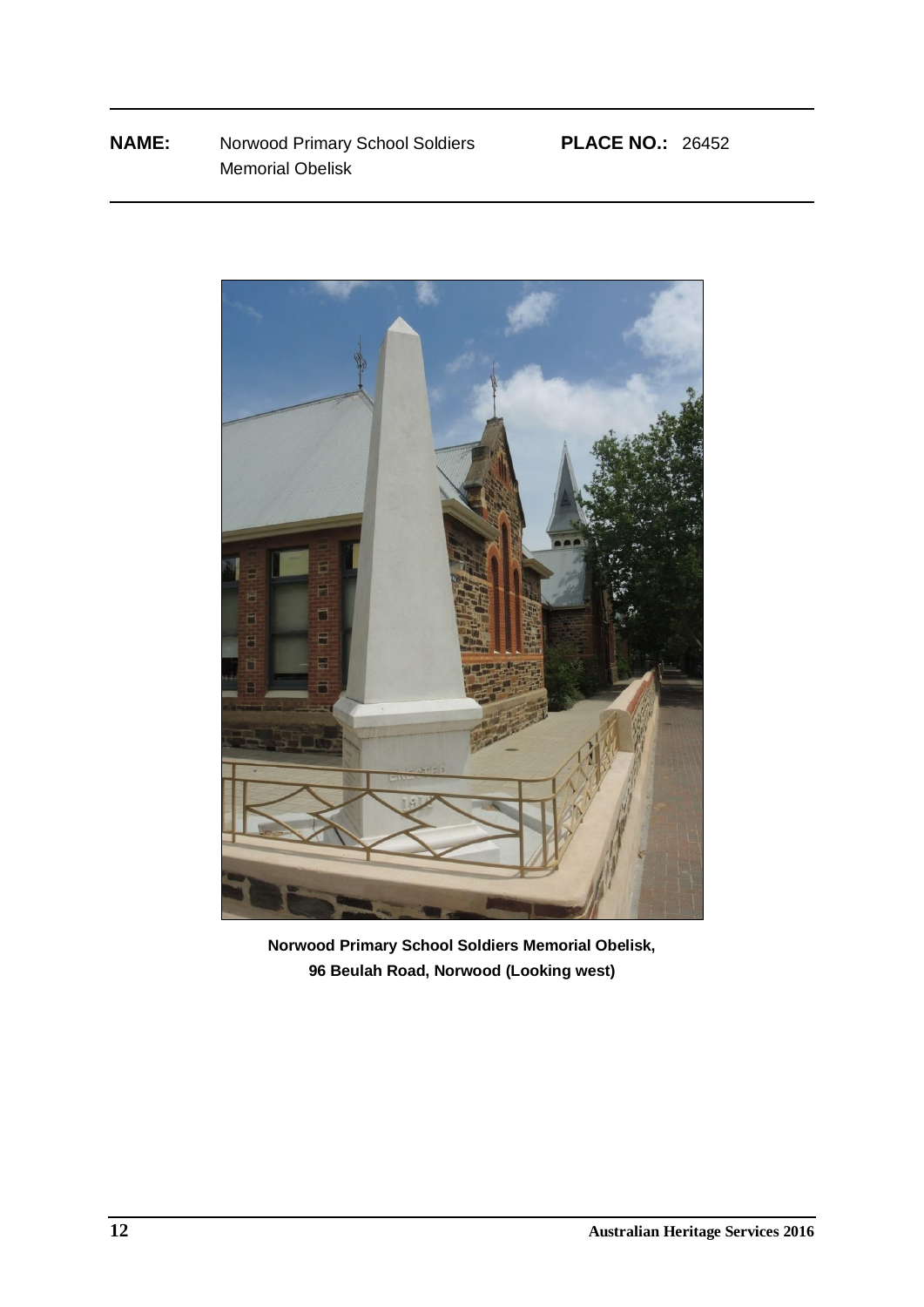**NAME:** Norwood Primary School Soldiers Memorial Obelisk **PLACE NO.:** 26452

**Norwood Primary School Soldiers Memorial Obelisk, 96 Beulah Road, Norwood (Looking west)**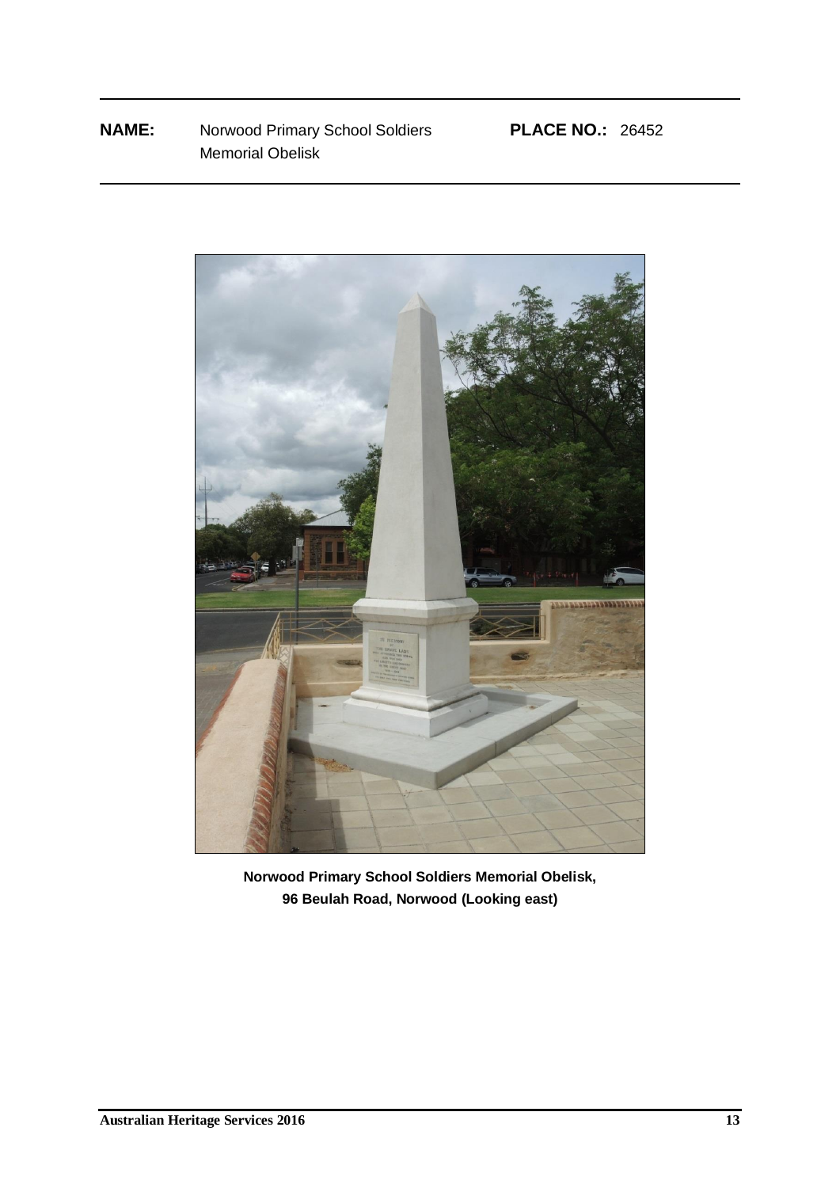**NAME:** Norwood Primary School Soldiers Memorial Obelisk **PLACE NO.:** 26452

**Norwood Primary School Soldiers Memorial Obelisk, 96 Beulah Road, Norwood (Looking east)**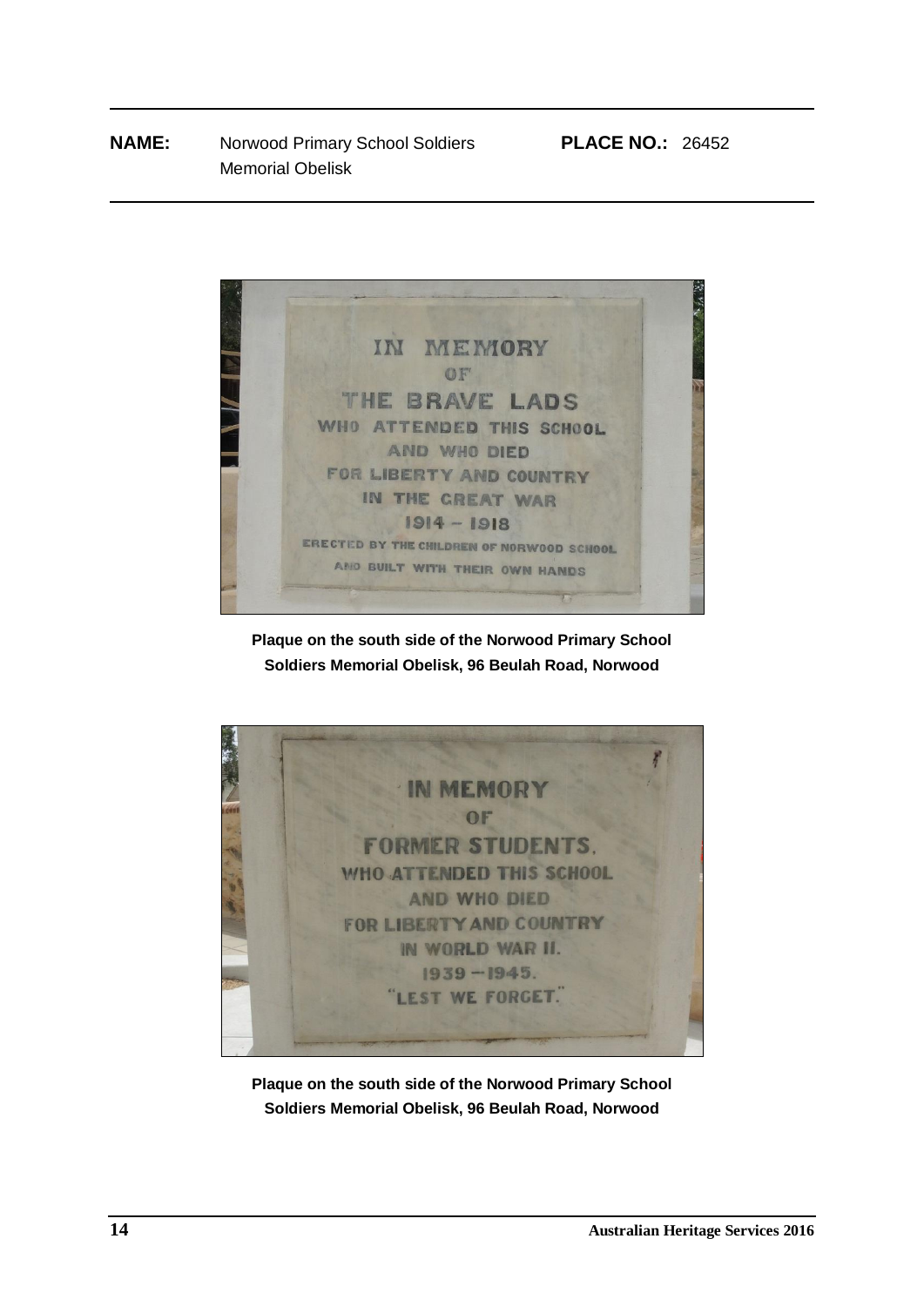**NAME:** Norwood Primary School Soldiers Memorial Obelisk **PLACE NO.:** 26452

**Plaque on the south side of the Norwood Primary School Soldiers Memorial Obelisk, 96 Beulah Road, Norwood**

**Plaque on the south side of the Norwood Primary School Soldiers Memorial Obelisk, 96 Beulah Road, Norwood**